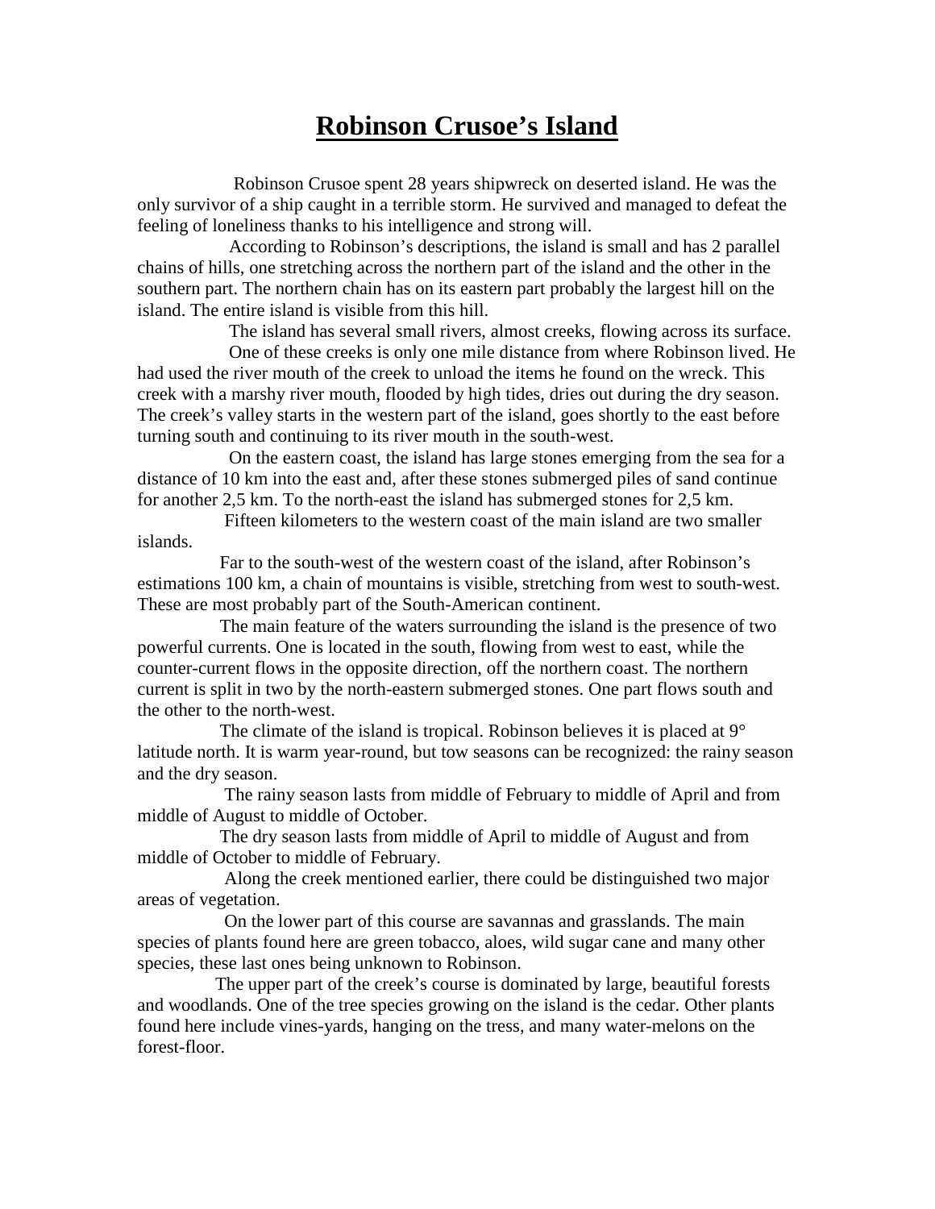# Robinson Crusoe's Island

Robinson Crusoe spent 28 years shipwreck on deserted island. He was the only survivor of a ship caught in a terrible storm. He survived and managed to defeat the feeling of loneliness thanks to his intelligence and strong will.

According to Robinson's descriptions, the island is small and has 2 parallel chains of hills, one stretching across the northern part of the island and the other in the southern part. The northern chain has on its eastern part probably the largest hill on the island. The entire island is visible from this hill.

The island has several small rivers, almost creeks, flowing across its surface.

One of these creeks is only one mile distance from where Robinson lived. He had used the river mouth of the creek to unload the items he found on the wreck. This creek with a marshy river mouth, flooded by high tides, dries out during the dry season. The creek's valley starts in the western part of the island, goes shortly to the east before turning south and continuing to its river mouth in the south-west.

On the eastern coast, the island has large stones emerging from the sea for a distance of 10 km into the east and, after these stones submerged piles of sand continue for another 2,5 km. To the north-east the island has submerged stones for 2,5 km.

Fifteen kilometers to the western coast of the main island are two smaller islands.

Far to the south-west of the western coast of the island, after Robinson's estimations 100 km, a chain of mountains is visible, stretching from west to south-west. These are most probably part of the South-American continent.

The main feature of the waters surrounding the island is the presence of two powerful currents. One is located in the south, flowing from west to east, while the counter-current flows in the opposite direction, off the northern coast. The northern current is split in two by the north-eastern submerged stones. One part flows south and the other to the north-west.

The climate of the island is tropical. Robinson believes it is placed at 9° latitude north. It is warm year-round, but tow seasons can be recognized: the rainy season and the dry season.

The rainy season lasts from middle of February to middle of April and from middle of August to middle of October.

The dry season lasts from middle of April to middle of August and from middle of October to middle of February.

Along the creek mentioned earlier, there could be distinguished two major areas of vegetation.

On the lower part of this course are savannas and grasslands. The main species of plants found here are green tobacco, aloes, wild sugar cane and many other species, these last ones being unknown to Robinson.

The upper part of the creek's course is dominated by large, beautiful forests and woodlands. One of the tree species growing on the island is the cedar. Other plants found here include vines-yards, hanging on the tress, and many water-melons on the forest-floor.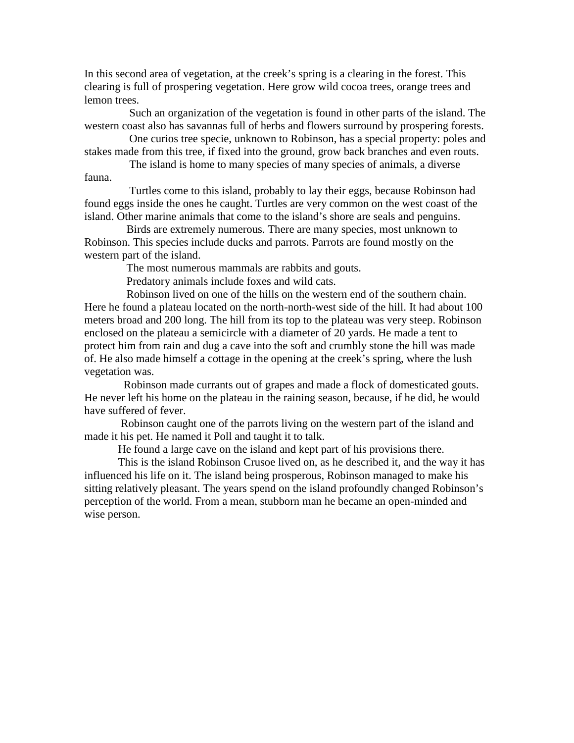In this second area of vegetation, at the creek's spring is a clearing in the forest. This clearing is full of prospering vegetation. Here grow wild cocoa trees, orange trees and lemon trees.

Such an organization of the vegetation is found in other parts of the island. The western coast also has savannas full of herbs and flowers surround by prospering forests.

One curios tree specie, unknown to Robinson, has a special property: poles and stakes made from this tree, if fixed into the ground, grow back branches and even routs.

The island is home to many species of many species of animals, a diverse fauna.

Turtles come to this island, probably to lay their eggs, because Robinson had found eggs inside the ones he caught. Turtles are very common on the west coast of the island. Other marine animals that come to the island's shore are seals and penguins.

Birds are extremely numerous. There are many species, most unknown to Robinson. This species include ducks and parrots. Parrots are found mostly on the western part of the island.

The most numerous mammals are rabbits and gouts.

Predatory animals include foxes and wild cats.

Robinson lived on one of the hills on the western end of the southern chain. Here he found a plateau located on the north-north-west side of the hill. It had about 100 meters broad and 200 long. The hill from its top to the plateau was very steep. Robinson enclosed on the plateau a semicircle with a diameter of 20 yards. He made a tent to protect him from rain and dug a cave into the soft and crumbly stone the hill was made of. He also made himself a cottage in the opening at the creek's spring, where the lush vegetation was.

Robinson made currants out of grapes and made a flock of domesticated gouts. He never left his home on the plateau in the raining season, because, if he did, he would have suffered of fever.

Robinson caught one of the parrots living on the western part of the island and made it his pet. He named it Poll and taught it to talk.

He found a large cave on the island and kept part of his provisions there.

This is the island Robinson Crusoe lived on, as he described it, and the way it has influenced his life on it. The island being prosperous, Robinson managed to make his sitting relatively pleasant. The years spend on the island profoundly changed Robinson's perception of the world. From a mean, stubborn man he became an open-minded and wise person.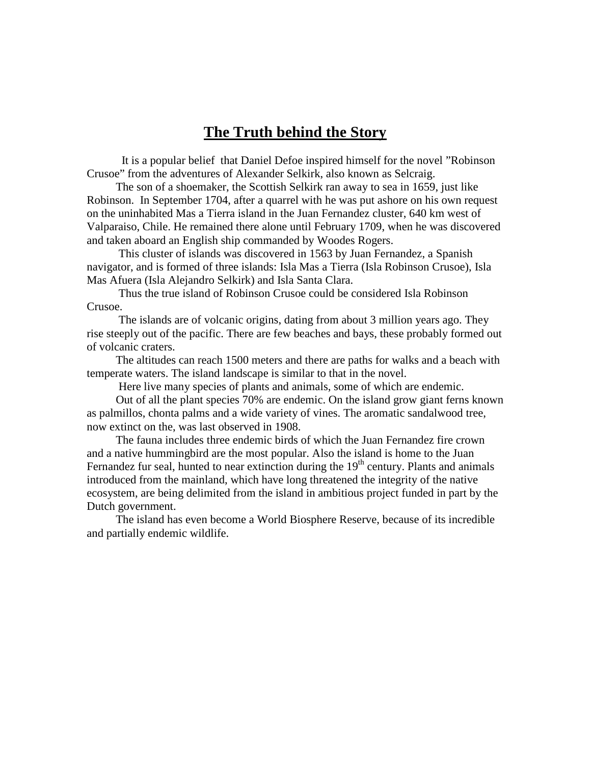# The Truth behind the Story

It is a popular belief that Daniel Defoe inspired himself for the novel "Robinson Crusoe" from the adventures of Alexander Selkirk, also known as Selcraig.

The son of a shoemaker, the Scottish Selkirk ran away to sea in 1659, just like Robinson. In September 1704, after a quarrel with he was put ashore on his own request on the uninhabited Mas a Tierra island in the Juan Fernandez cluster, 640 km west of Valparaiso, Chile. He remained there alone until February 1709, when he was discovered and taken aboard an English ship commanded by Woodes Rogers.

This cluster of islands was discovered in 1563 by Juan Fernandez, a Spanish navigator, and is formed of three islands: Isla Mas a Tierra (Isla Robinson Crusoe), Isla Mas Afuera (Isla Alejandro Selkirk) and Isla Santa Clara.

Thus the true island of Robinson Crusoe could be considered Isla Robinson Crusoe.

The islands are of volcanic origins, dating from about 3 million years ago. They rise steeply out of the pacific. There are few beaches and bays, these probably formed out of volcanic craters.

The altitudes can reach 1500 meters and there are paths for walks and a beach with temperate waters. The island landscape is similar to that in the novel.

Here live many species of plants and animals, some of which are endemic.

Out of all the plant species 70% are endemic. On the island grow giant ferns known as palmillos, chonta palms and a wide variety of vines. The aromatic sandalwood tree, now extinct on the, was last observed in 1908.

The fauna includes three endemic birds of which the Juan Fernandez fire crown and a native hummingbird are the most popular. Also the island is home to the Juan Fernandez fur seal, hunted to near extinction during the 19th century. Plants and animals introduced from the mainland, which have long threatened the integrity of the native ecosystem, are being delimited from the island in ambitious project funded in part by the Dutch government.

The island has even become a World Biosphere Reserve, because of its incredible and partially endemic wildlife.